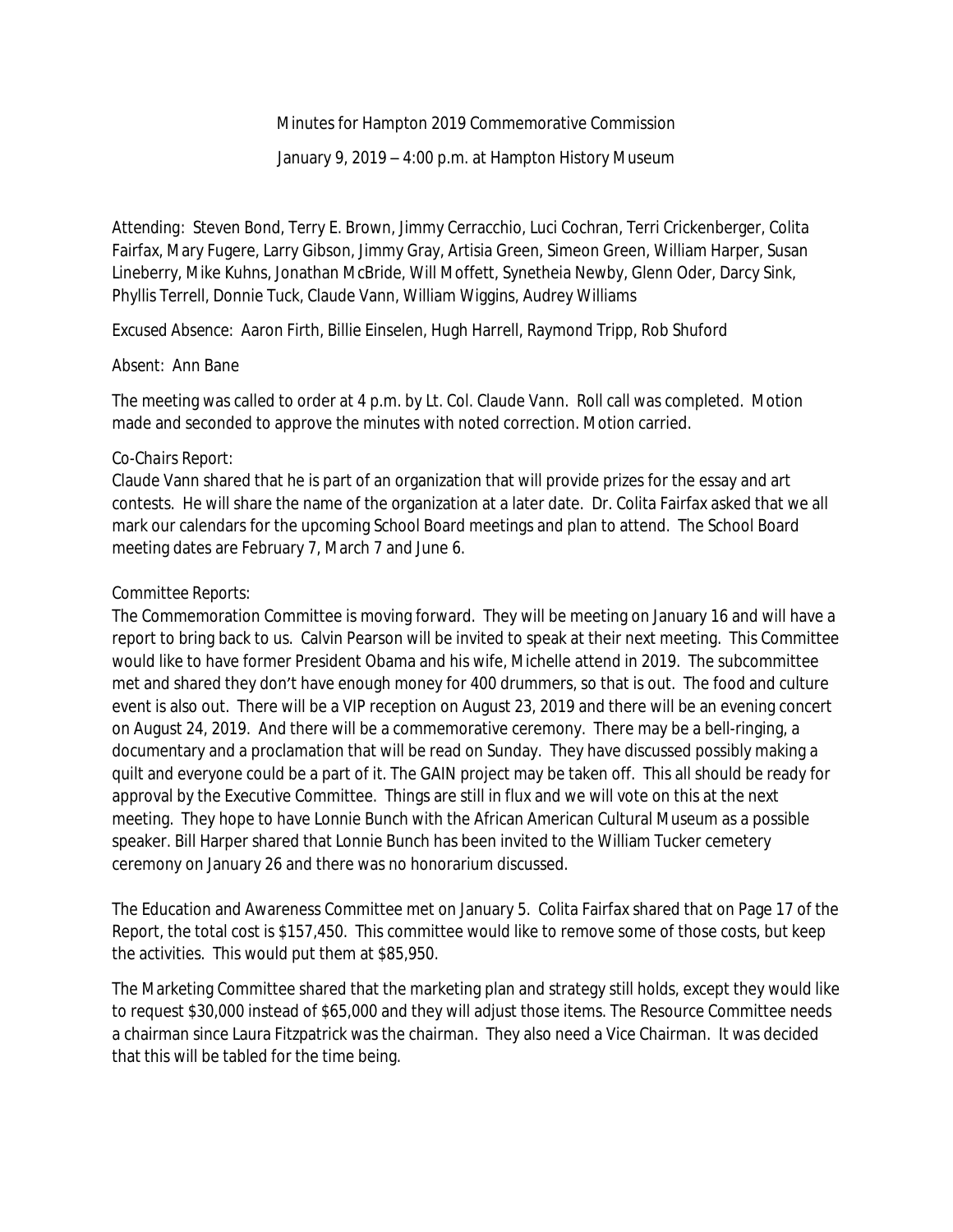Minutes for Hampton 2019 Commemorative Commission

January 9, 2019 – 4:00 p.m. at Hampton History Museum

Attending: Steven Bond, Terry E. Brown, Jimmy Cerracchio, Luci Cochran, Terri Crickenberger, Colita Fairfax, Mary Fugere, Larry Gibson, Jimmy Gray, Artisia Green, Simeon Green, William Harper, Susan Lineberry, Mike Kuhns, Jonathan McBride, Will Moffett, Synetheia Newby, Glenn Oder, Darcy Sink, Phyllis Terrell, Donnie Tuck, Claude Vann, William Wiggins, Audrey Williams

Excused Absence: Aaron Firth, Billie Einselen, Hugh Harrell, Raymond Tripp, Rob Shuford

Absent: Ann Bane

The meeting was called to order at 4 p.m. by Lt. Col. Claude Vann. Roll call was completed. Motion made and seconded to approve the minutes with noted correction. Motion carried.

*Co-Chairs Report:*
Claude Vann shared that he is part of an organization that will provide prizes for the essay and art contests. He will share the name of the organization at a later date. Dr. Colita Fairfax asked that we all mark our calendars for the upcoming School Board meetings and plan to attend. The School Board meeting dates are February 7, March 7 and June 6.

*Committee Reports:*
The Commemoration Committee is moving forward. They will be meeting on January 16 and will have a report to bring back to us. Calvin Pearson will be invited to speak at their next meeting. This Committee would like to have former President Obama and his wife, Michelle attend in 2019. The subcommittee met and shared they don't have enough money for 400 drummers, so that is out. The food and culture event is also out. There will be a VIP reception on August 23, 2019 and there will be an evening concert on August 24, 2019. And there will be a commemorative ceremony. There may be a bell-ringing, a documentary and a proclamation that will be read on Sunday. They have discussed possibly making a quilt and everyone could be a part of it. The GAIN project may be taken off. This all should be ready for approval by the Executive Committee. Things are still in flux and we will vote on this at the next meeting. They hope to have Lonnie Bunch with the African American Cultural Museum as a possible speaker. Bill Harper shared that Lonnie Bunch has been invited to the William Tucker cemetery ceremony on January 26 and there was no honorarium discussed.

The Education and Awareness Committee met on January 5. Colita Fairfax shared that on Page 17 of the Report, the total cost is $157,450. This committee would like to remove some of those costs, but keep the activities. This would put them at $85,950.

The Marketing Committee shared that the marketing plan and strategy still holds, except they would like to request $30,000 instead of $65,000 and they will adjust those items. The Resource Committee needs a chairman since Laura Fitzpatrick was the chairman. They also need a Vice Chairman. It was decided that this will be tabled for the time being.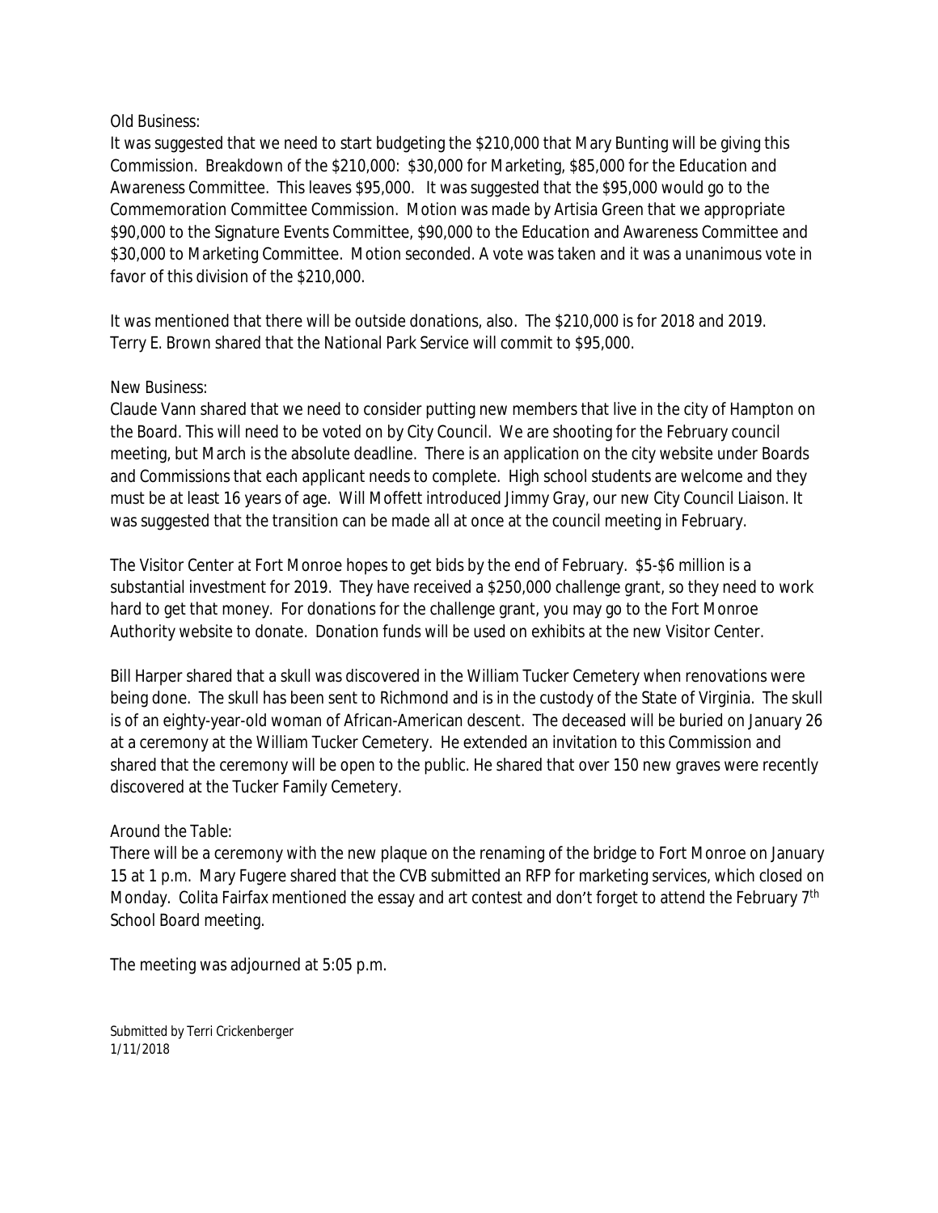Old Business:

It was suggested that we need to start budgeting the $210,000 that Mary Bunting will be giving this Commission. Breakdown of the $210,000: $30,000 for Marketing, $85,000 for the Education and Awareness Committee. This leaves $95,000. It was suggested that the $95,000 would go to the Commemoration Committee Commission. Motion was made by Artisia Green that we appropriate $90,000 to the Signature Events Committee, $90,000 to the Education and Awareness Committee and $30,000 to Marketing Committee. Motion seconded. A vote was taken and it was a unanimous vote in favor of this division of the $210,000.

It was mentioned that there will be outside donations, also. The $210,000 is for 2018 and 2019. Terry E. Brown shared that the National Park Service will commit to $95,000.

New Business:

Claude Vann shared that we need to consider putting new members that live in the city of Hampton on the Board. This will need to be voted on by City Council. We are shooting for the February council meeting, but March is the absolute deadline. There is an application on the city website under Boards and Commissions that each applicant needs to complete. High school students are welcome and they must be at least 16 years of age. Will Moffett introduced Jimmy Gray, our new City Council Liaison. It was suggested that the transition can be made all at once at the council meeting in February.

The Visitor Center at Fort Monroe hopes to get bids by the end of February. $5-$6 million is a substantial investment for 2019. They have received a $250,000 challenge grant, so they need to work hard to get that money. For donations for the challenge grant, you may go to the Fort Monroe Authority website to donate. Donation funds will be used on exhibits at the new Visitor Center.

Bill Harper shared that a skull was discovered in the William Tucker Cemetery when renovations were being done. The skull has been sent to Richmond and is in the custody of the State of Virginia. The skull is of an eighty-year-old woman of African-American descent. The deceased will be buried on January 26 at a ceremony at the William Tucker Cemetery. He extended an invitation to this Commission and shared that the ceremony will be open to the public. He shared that over 150 new graves were recently discovered at the Tucker Family Cemetery.

Around the Table:

There will be a ceremony with the new plaque on the renaming of the bridge to Fort Monroe on January 15 at 1 p.m. Mary Fugere shared that the CVB submitted an RFP for marketing services, which closed on Monday. Colita Fairfax mentioned the essay and art contest and don't forget to attend the February 7th School Board meeting.

The meeting was adjourned at 5:05 p.m.

Submitted by Terri Crickenberger
1/11/2018